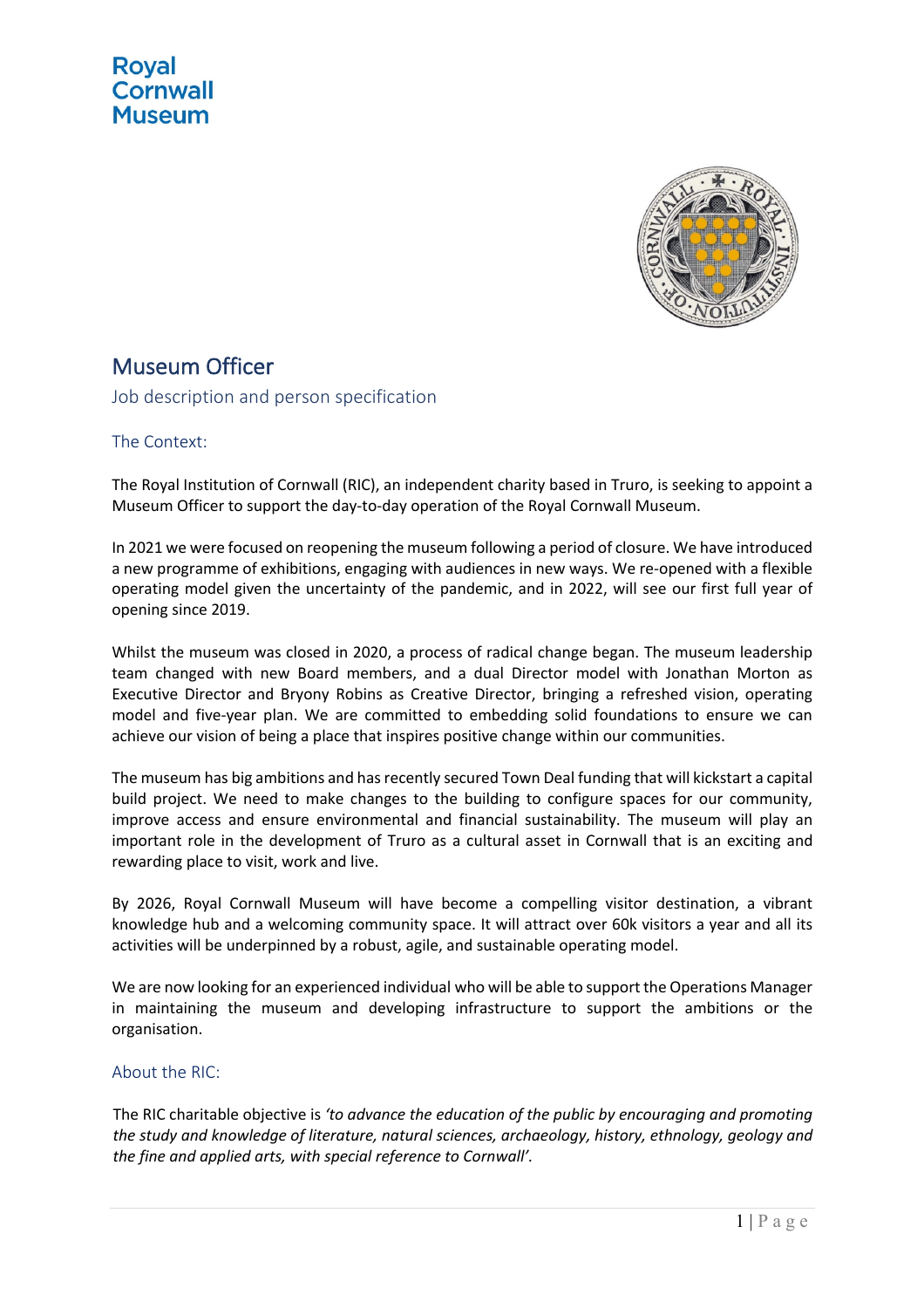Royal Cornwall Museum

# Museum Officer

## Job description and person specification

### The Context:

The Royal Institution of Cornwall (RIC), an independent charity based in Truro, is seeking to appoint a Museum Officer to support the day-to-day operation of the Royal Cornwall Museum.

In 2021 we were focused on reopening the museum following a period of closure. We have introduced a new programme of exhibitions, engaging with audiences in new ways. We re-opened with a flexible operating model given the uncertainty of the pandemic, and in 2022, will see our first full year of opening since 2019.

Whilst the museum was closed in 2020, a process of radical change began. The museum leadership team changed with new Board members, and a dual Director model with Jonathan Morton as Executive Director and Bryony Robins as Creative Director, bringing a refreshed vision, operating model and five-year plan. We are committed to embedding solid foundations to ensure we can achieve our vision of being a place that inspires positive change within our communities.

The museum has big ambitions and has recently secured Town Deal funding that will kickstart a capital build project. We need to make changes to the building to configure spaces for our community, improve access and ensure environmental and financial sustainability. The museum will play an important role in the development of Truro as a cultural asset in Cornwall that is an exciting and rewarding place to visit, work and live.

By 2026, Royal Cornwall Museum will have become a compelling visitor destination, a vibrant knowledge hub and a welcoming community space. It will attract over 60k visitors a year and all its activities will be underpinned by a robust, agile, and sustainable operating model.

We are now looking for an experienced individual who will be able to support the Operations Manager in maintaining the museum and developing infrastructure to support the ambitions or the organisation.

### About the RIC:

The RIC charitable objective is *'to advance the education of the public by encouraging and promoting the study and knowledge of literature, natural sciences, archaeology, history, ethnology, geology and the fine and applied arts, with special reference to Cornwall'*.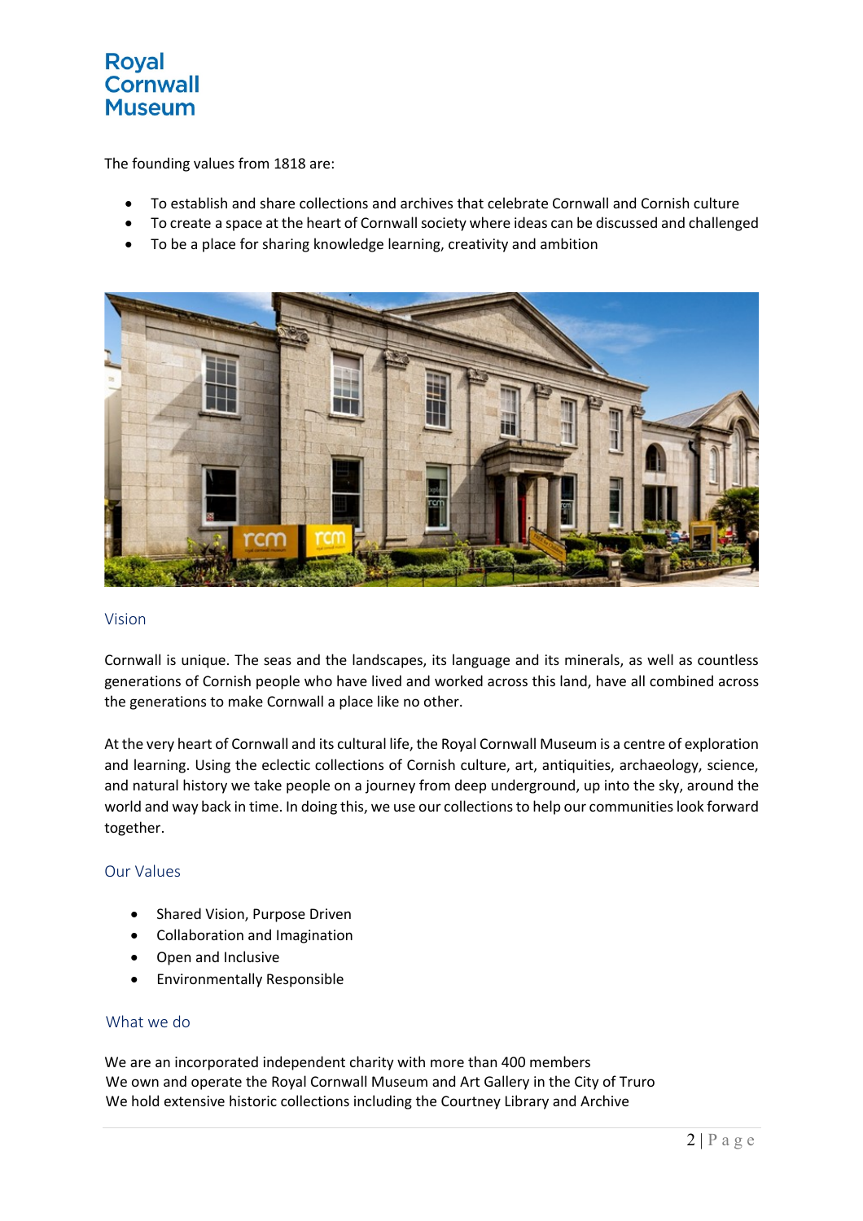Royal Cornwall Museum

The founding values from 1818 are:

- To establish and share collections and archives that celebrate Cornwall and Cornish culture
- To create a space at the heart of Cornwall society where ideas can be discussed and challenged
- To be a place for sharing knowledge learning, creativity and ambition

## Vision

Cornwall is unique. The seas and the landscapes, its language and its minerals, as well as countless generations of Cornish people who have lived and worked across this land, have all combined across the generations to make Cornwall a place like no other.

At the very heart of Cornwall and its cultural life, the Royal Cornwall Museum is a centre of exploration and learning. Using the eclectic collections of Cornish culture, art, antiquities, archaeology, science, and natural history we take people on a journey from deep underground, up into the sky, around the world and way back in time. In doing this, we use our collections to help our communities look forward together.

## Our Values

- Shared Vision, Purpose Driven
- Collaboration and Imagination
- Open and Inclusive
- Environmentally Responsible

## What we do

We are an incorporated independent charity with more than 400 members
We own and operate the Royal Cornwall Museum and Art Gallery in the City of Truro
We hold extensive historic collections including the Courtney Library and Archive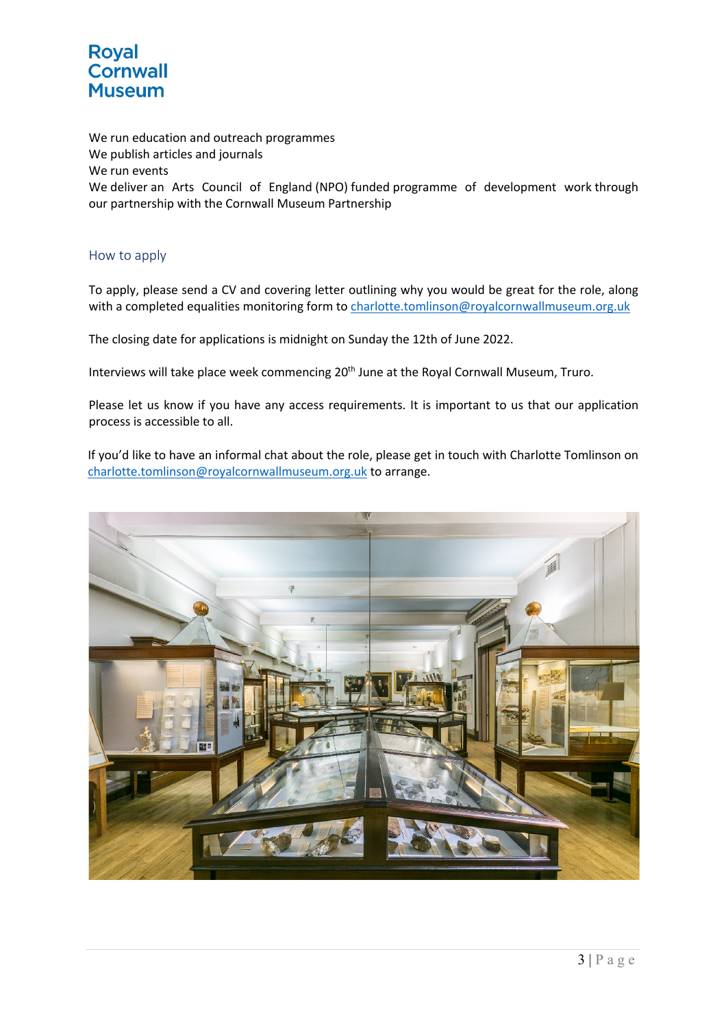Royal Cornwall Museum

We run education and outreach programmes
We publish articles and journals
We run events
We deliver an Arts Council of England (NPO) funded programme of development work through our partnership with the Cornwall Museum Partnership

## How to apply

To apply, please send a CV and covering letter outlining why you would be great for the role, along with a completed equalities monitoring form to charlotte.tomlinson@royalcornwallmuseum.org.uk

The closing date for applications is midnight on Sunday the 12th of June 2022.

Interviews will take place week commencing 20th June at the Royal Cornwall Museum, Truro.

Please let us know if you have any access requirements. It is important to us that our application process is accessible to all.

If you'd like to have an informal chat about the role, please get in touch with Charlotte Tomlinson on charlotte.tomlinson@royalcornwallmuseum.org.uk to arrange.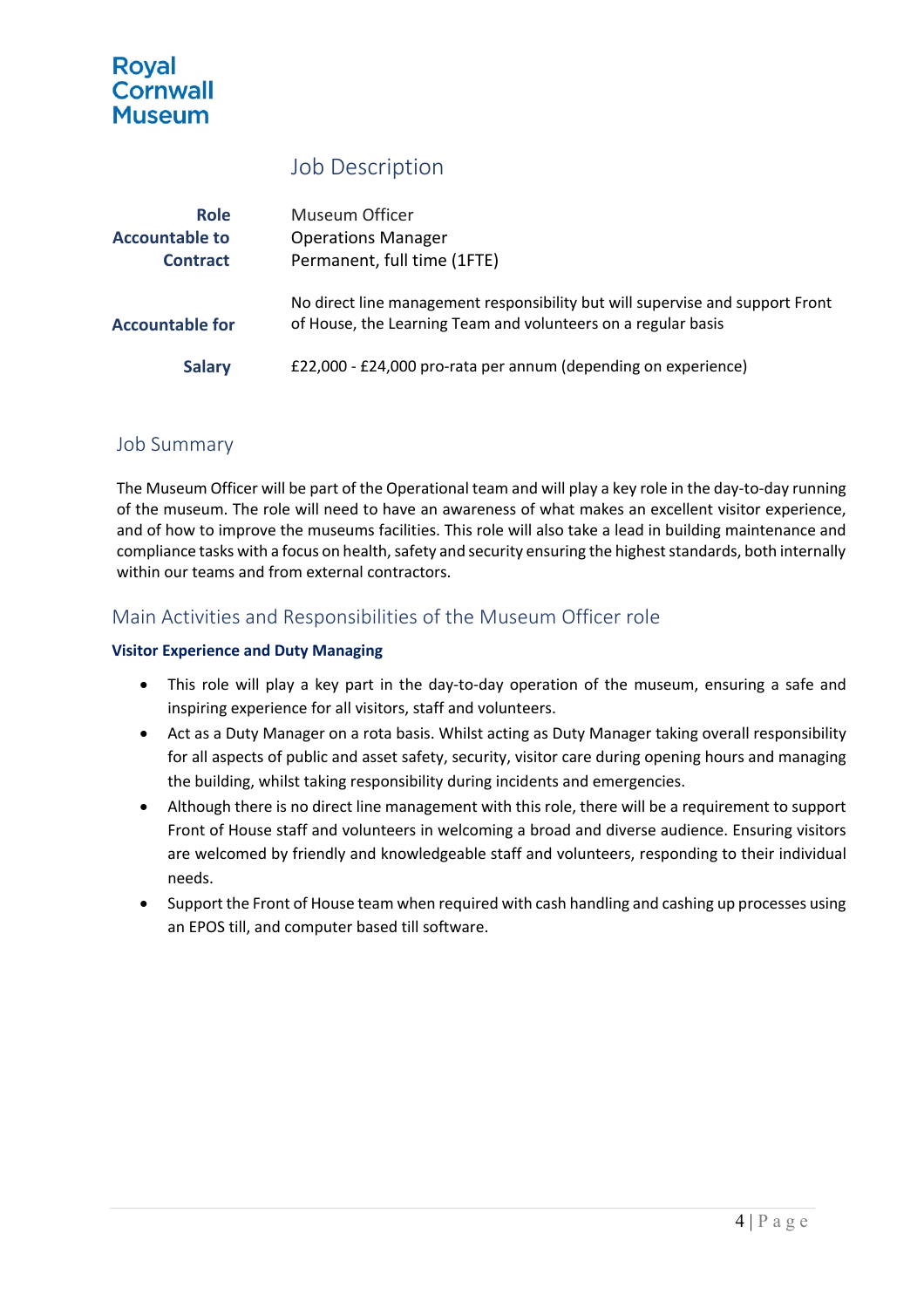Royal Cornwall Museum

# Job Description

| | |
|---|---|
| **Role** | Museum Officer |
| **Accountable to** | Operations Manager |
| **Contract** | Permanent, full time (1FTE) |
| **Accountable for** | No direct line management responsibility but will supervise and support Front of House, the Learning Team and volunteers on a regular basis |
| **Salary** | £22,000 - £24,000 pro-rata per annum (depending on experience) |

## Job Summary

The Museum Officer will be part of the Operational team and will play a key role in the day-to-day running of the museum. The role will need to have an awareness of what makes an excellent visitor experience, and of how to improve the museums facilities. This role will also take a lead in building maintenance and compliance tasks with a focus on health, safety and security ensuring the highest standards, both internally within our teams and from external contractors.

## Main Activities and Responsibilities of the Museum Officer role

**Visitor Experience and Duty Managing**

- This role will play a key part in the day-to-day operation of the museum, ensuring a safe and inspiring experience for all visitors, staff and volunteers.
- Act as a Duty Manager on a rota basis. Whilst acting as Duty Manager taking overall responsibility for all aspects of public and asset safety, security, visitor care during opening hours and managing the building, whilst taking responsibility during incidents and emergencies.
- Although there is no direct line management with this role, there will be a requirement to support Front of House staff and volunteers in welcoming a broad and diverse audience. Ensuring visitors are welcomed by friendly and knowledgeable staff and volunteers, responding to their individual needs.
- Support the Front of House team when required with cash handling and cashing up processes using an EPOS till, and computer based till software.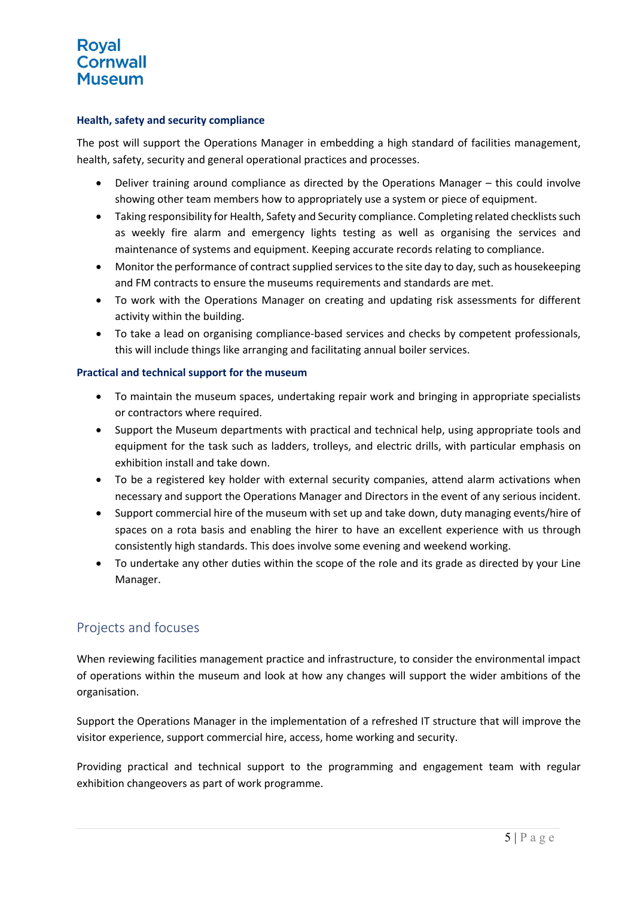**Health, safety and security compliance**

The post will support the Operations Manager in embedding a high standard of facilities management, health, safety, security and general operational practices and processes.

- Deliver training around compliance as directed by the Operations Manager – this could involve showing other team members how to appropriately use a system or piece of equipment.
- Taking responsibility for Health, Safety and Security compliance. Completing related checklists such as weekly fire alarm and emergency lights testing as well as organising the services and maintenance of systems and equipment. Keeping accurate records relating to compliance.
- Monitor the performance of contract supplied services to the site day to day, such as housekeeping and FM contracts to ensure the museums requirements and standards are met.
- To work with the Operations Manager on creating and updating risk assessments for different activity within the building.
- To take a lead on organising compliance-based services and checks by competent professionals, this will include things like arranging and facilitating annual boiler services.

**Practical and technical support for the museum**

- To maintain the museum spaces, undertaking repair work and bringing in appropriate specialists or contractors where required.
- Support the Museum departments with practical and technical help, using appropriate tools and equipment for the task such as ladders, trolleys, and electric drills, with particular emphasis on exhibition install and take down.
- To be a registered key holder with external security companies, attend alarm activations when necessary and support the Operations Manager and Directors in the event of any serious incident.
- Support commercial hire of the museum with set up and take down, duty managing events/hire of spaces on a rota basis and enabling the hirer to have an excellent experience with us through consistently high standards. This does involve some evening and weekend working.
- To undertake any other duties within the scope of the role and its grade as directed by your Line Manager.

## Projects and focuses

When reviewing facilities management practice and infrastructure, to consider the environmental impact of operations within the museum and look at how any changes will support the wider ambitions of the organisation.

Support the Operations Manager in the implementation of a refreshed IT structure that will improve the visitor experience, support commercial hire, access, home working and security.

Providing practical and technical support to the programming and engagement team with regular exhibition changeovers as part of work programme.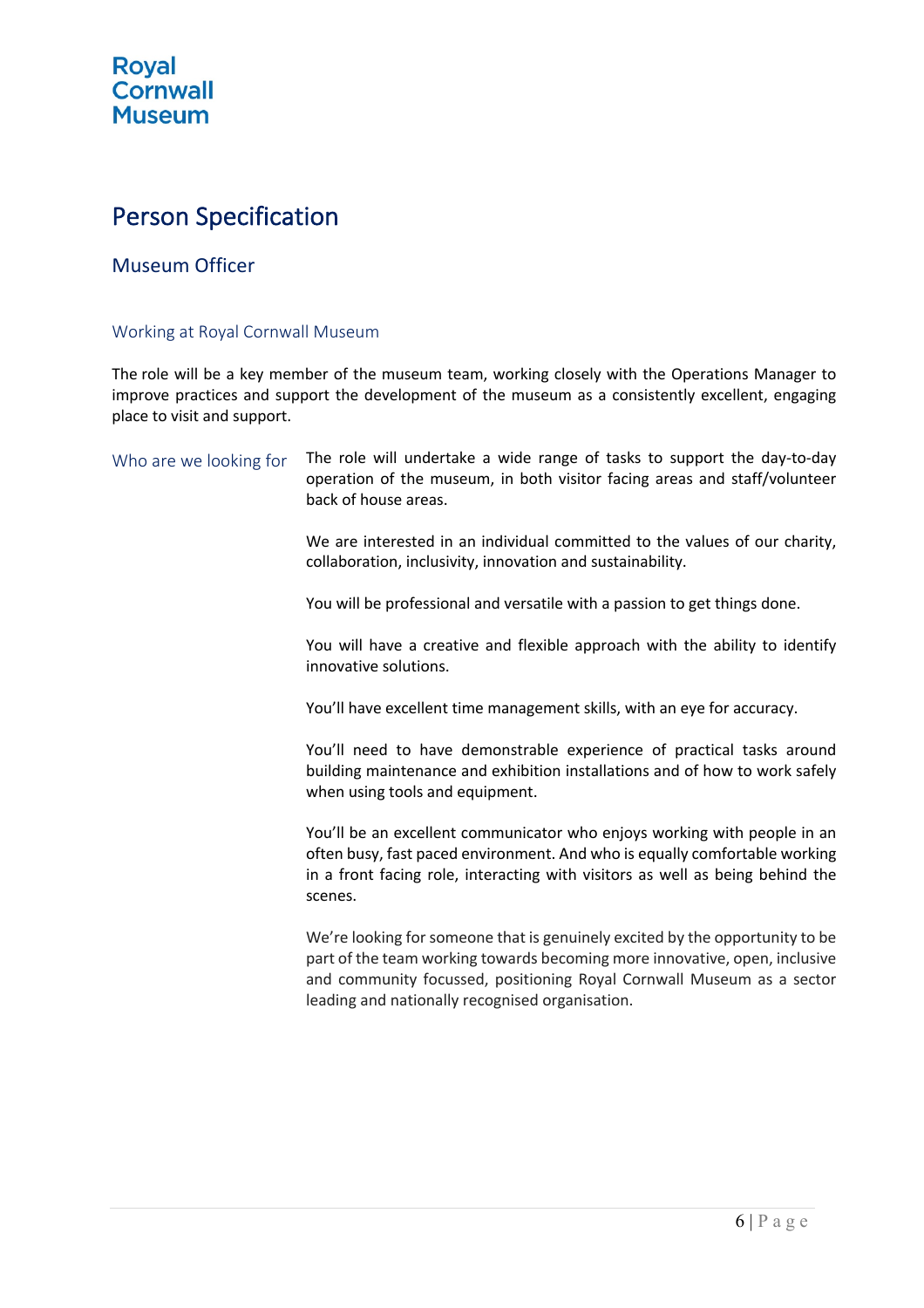Royal Cornwall Museum

# Person Specification

## Museum Officer

### Working at Royal Cornwall Museum

The role will be a key member of the museum team, working closely with the Operations Manager to improve practices and support the development of the museum as a consistently excellent, engaging place to visit and support.

### Who are we looking for

The role will undertake a wide range of tasks to support the day-to-day operation of the museum, in both visitor facing areas and staff/volunteer back of house areas.

We are interested in an individual committed to the values of our charity, collaboration, inclusivity, innovation and sustainability.

You will be professional and versatile with a passion to get things done.

You will have a creative and flexible approach with the ability to identify innovative solutions.

You'll have excellent time management skills, with an eye for accuracy.

You'll need to have demonstrable experience of practical tasks around building maintenance and exhibition installations and of how to work safely when using tools and equipment.

You'll be an excellent communicator who enjoys working with people in an often busy, fast paced environment. And who is equally comfortable working in a front facing role, interacting with visitors as well as being behind the scenes.

We're looking for someone that is genuinely excited by the opportunity to be part of the team working towards becoming more innovative, open, inclusive and community focussed, positioning Royal Cornwall Museum as a sector leading and nationally recognised organisation.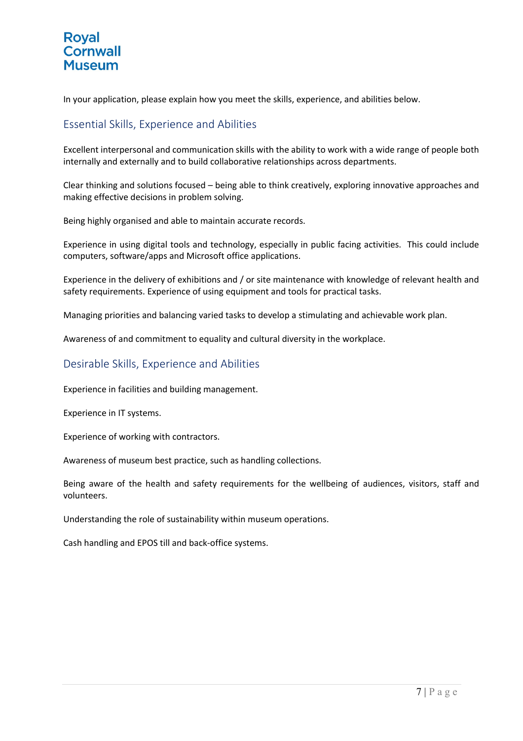Royal Cornwall Museum

In your application, please explain how you meet the skills, experience, and abilities below.

## Essential Skills, Experience and Abilities

Excellent interpersonal and communication skills with the ability to work with a wide range of people both internally and externally and to build collaborative relationships across departments.

Clear thinking and solutions focused – being able to think creatively, exploring innovative approaches and making effective decisions in problem solving.

Being highly organised and able to maintain accurate records.

Experience in using digital tools and technology, especially in public facing activities. This could include computers, software/apps and Microsoft office applications.

Experience in the delivery of exhibitions and / or site maintenance with knowledge of relevant health and safety requirements. Experience of using equipment and tools for practical tasks.

Managing priorities and balancing varied tasks to develop a stimulating and achievable work plan.

Awareness of and commitment to equality and cultural diversity in the workplace.

## Desirable Skills, Experience and Abilities

Experience in facilities and building management.

Experience in IT systems.

Experience of working with contractors.

Awareness of museum best practice, such as handling collections.

Being aware of the health and safety requirements for the wellbeing of audiences, visitors, staff and volunteers.

Understanding the role of sustainability within museum operations.

Cash handling and EPOS till and back-office systems.